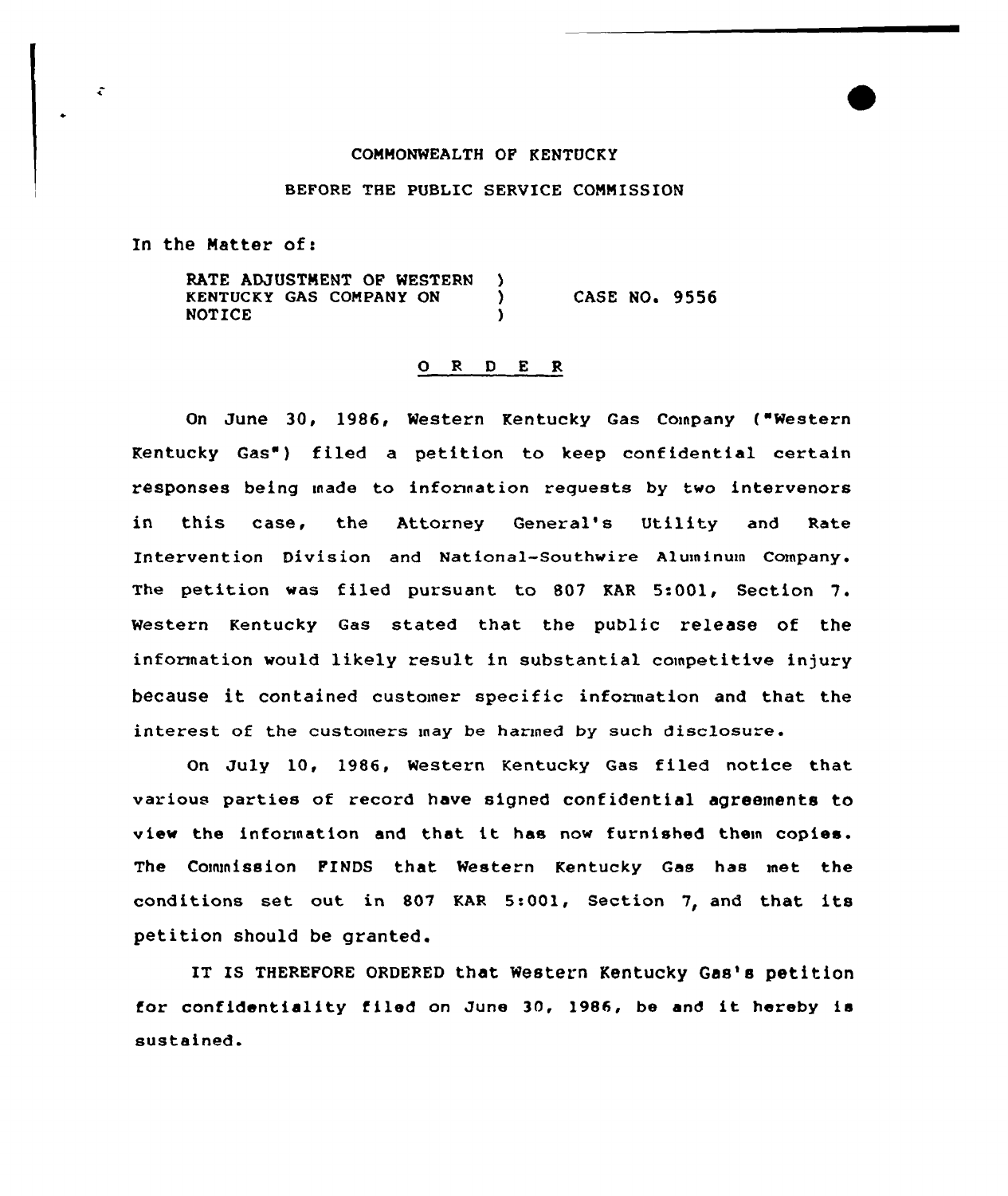COMMONWEALTH OF KENTUCKY

BEFORE THE PUBLIC SERVICE COMMISSION

In the Matter of:

RATE ADJUSTMENT OF WESTERN KENTUCKY GAS COMPANY ON NOTICE ) CASE NO. 9556

## O R D E R

On June 30, 1986, Western Kentucky Gas Company ("Western Kentucky Gas") filed a petition to keep confidential certain responses being made to information requests by two intervenors in this case, the Attorney General's Utility and Rate Intervention Division and National-Southwire Aluminum Company. The petition was filed pursuant to 807 KAR 5:001, Section 7. Western Kentucky Gas stated that the public release of the information would likely result in substantial competitive injury because it contained customer specific information and that the interest of the customers may be harmed by such disclosure.

On July 10, 1986, Western Kentucky Gas filed notice that various parties of record have signed confidential agreements to view the information and that it has now furnished them copies. The Commission FINDS that Western Kentucky Gas has met the conditions set out in 807 KAR 5:001, Section 7, and that its petition should be granted.

IT IS THEREFORE ORDERED that Western Kentucky Gas's petition for confidentiality filed on June 30, 1986, be and it hereby is sustained.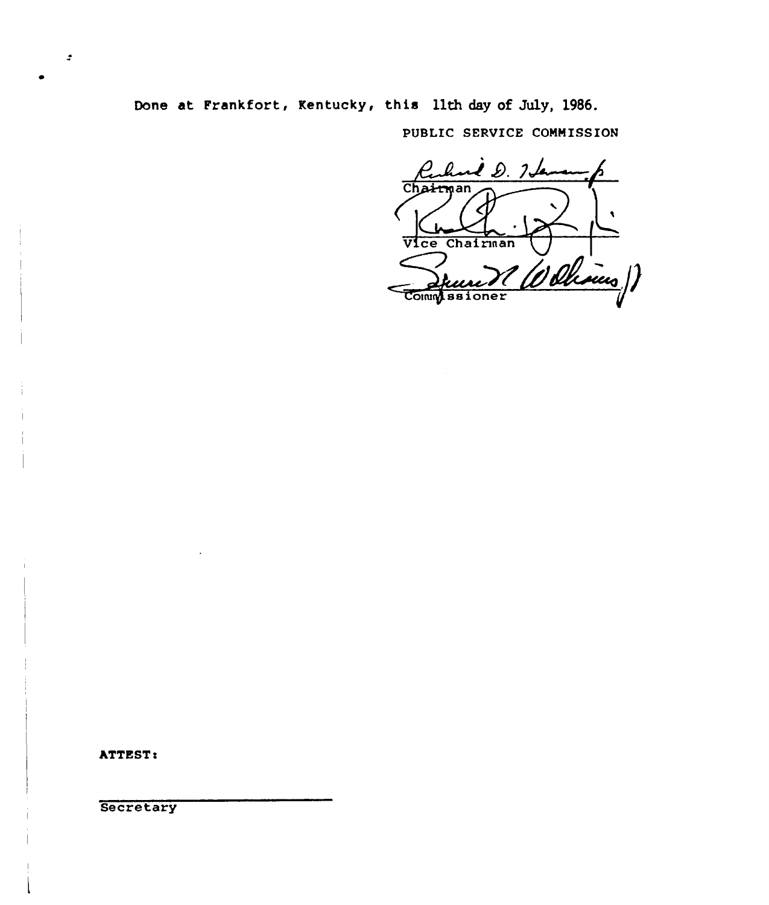Done at Frankfort, Kentucky, this 11th day of July, 1986.

PUBLIC SERVICE COMMISSION

Chairman

Vice Chairman

Commissioner

ATTEST:

Secretary